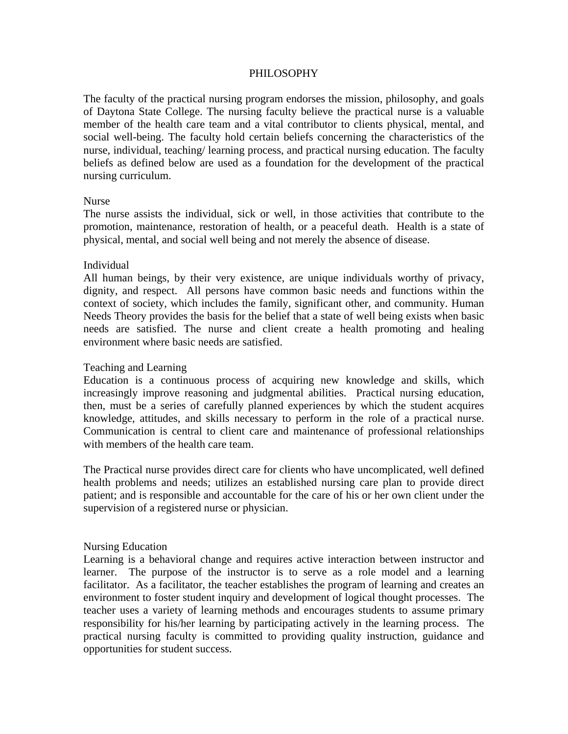# PHILOSOPHY

The faculty of the practical nursing program endorses the mission, philosophy, and goals of Daytona State College. The nursing faculty believe the practical nurse is a valuable member of the health care team and a vital contributor to clients physical, mental, and social well-being. The faculty hold certain beliefs concerning the characteristics of the nurse, individual, teaching/ learning process, and practical nursing education. The faculty beliefs as defined below are used as a foundation for the development of the practical nursing curriculum.

## Nurse

The nurse assists the individual, sick or well, in those activities that contribute to the promotion, maintenance, restoration of health, or a peaceful death. Health is a state of physical, mental, and social well being and not merely the absence of disease.

## Individual

All human beings, by their very existence, are unique individuals worthy of privacy, dignity, and respect. All persons have common basic needs and functions within the context of society, which includes the family, significant other, and community. Human Needs Theory provides the basis for the belief that a state of well being exists when basic needs are satisfied. The nurse and client create a health promoting and healing environment where basic needs are satisfied.

## Teaching and Learning

Education is a continuous process of acquiring new knowledge and skills, which increasingly improve reasoning and judgmental abilities. Practical nursing education, then, must be a series of carefully planned experiences by which the student acquires knowledge, attitudes, and skills necessary to perform in the role of a practical nurse. Communication is central to client care and maintenance of professional relationships with members of the health care team.

The Practical nurse provides direct care for clients who have uncomplicated, well defined health problems and needs; utilizes an established nursing care plan to provide direct patient; and is responsible and accountable for the care of his or her own client under the supervision of a registered nurse or physician.

## Nursing Education

Learning is a behavioral change and requires active interaction between instructor and learner. The purpose of the instructor is to serve as a role model and a learning facilitator. As a facilitator, the teacher establishes the program of learning and creates an environment to foster student inquiry and development of logical thought processes. The teacher uses a variety of learning methods and encourages students to assume primary responsibility for his/her learning by participating actively in the learning process. The practical nursing faculty is committed to providing quality instruction, guidance and opportunities for student success.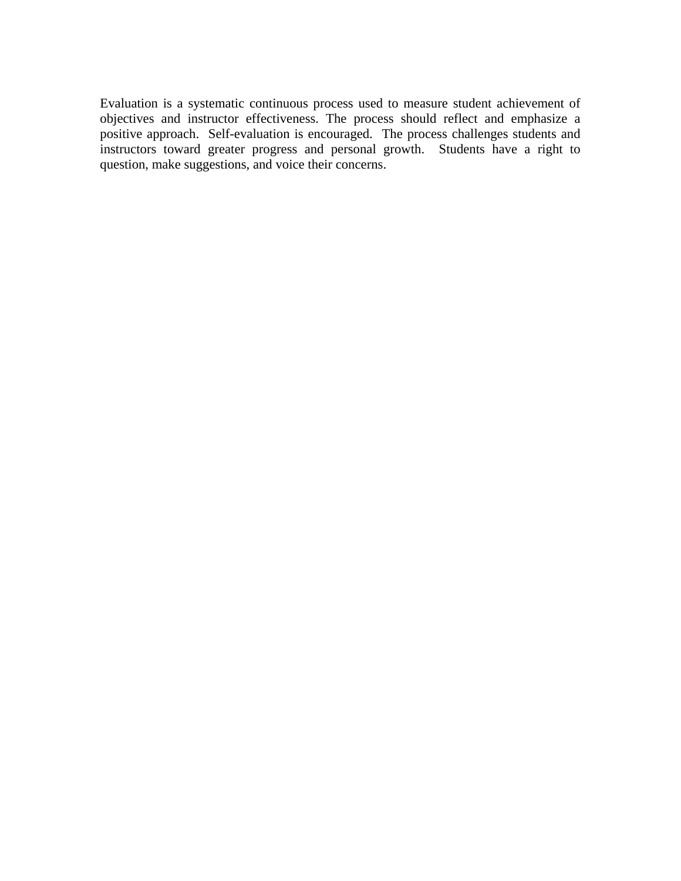Evaluation is a systematic continuous process used to measure student achievement of objectives and instructor effectiveness. The process should reflect and emphasize a positive approach. Self-evaluation is encouraged. The process challenges students and instructors toward greater progress and personal growth. Students have a right to question, make suggestions, and voice their concerns.